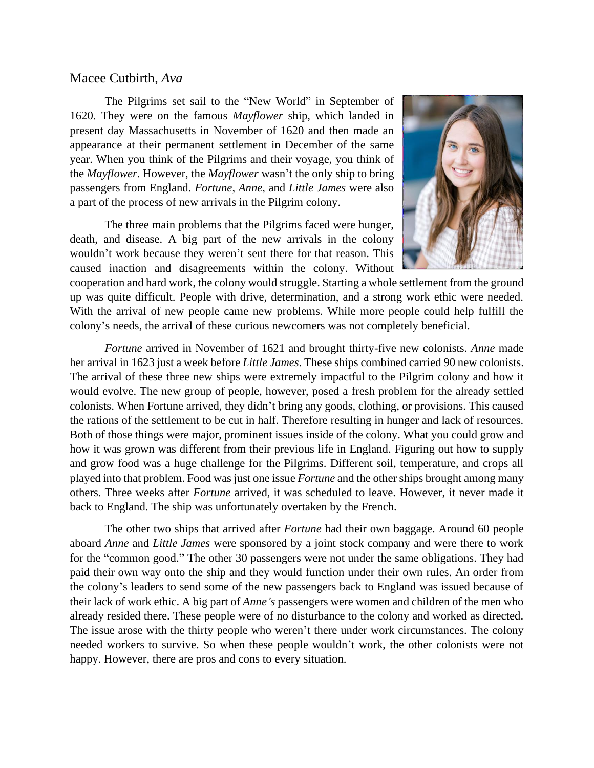Macee Cutbirth, *Ava*

The Pilgrims set sail to the "New World" in September of 1620. They were on the famous *Mayflower* ship, which landed in present day Massachusetts in November of 1620 and then made an appearance at their permanent settlement in December of the same year. When you think of the Pilgrims and their voyage, you think of the *Mayflower*. However, the *Mayflower* wasn't the only ship to bring passengers from England. *Fortune*, *Anne*, and *Little James* were also a part of the process of new arrivals in the Pilgrim colony.

The three main problems that the Pilgrims faced were hunger, death, and disease. A big part of the new arrivals in the colony wouldn't work because they weren't sent there for that reason. This caused inaction and disagreements within the colony. Without cooperation and hard work, the colony would struggle. Starting a whole settlement from the ground up was quite difficult. People with drive, determination, and a strong work ethic were needed. With the arrival of new people came new problems. While more people could help fulfill the colony's needs, the arrival of these curious newcomers was not completely beneficial.

*Fortune* arrived in November of 1621 and brought thirty-five new colonists. *Anne* made her arrival in 1623 just a week before *Little James*. These ships combined carried 90 new colonists. The arrival of these three new ships were extremely impactful to the Pilgrim colony and how it would evolve. The new group of people, however, posed a fresh problem for the already settled colonists. When Fortune arrived, they didn't bring any goods, clothing, or provisions. This caused the rations of the settlement to be cut in half. Therefore resulting in hunger and lack of resources. Both of those things were major, prominent issues inside of the colony. What you could grow and how it was grown was different from their previous life in England. Figuring out how to supply and grow food was a huge challenge for the Pilgrims. Different soil, temperature, and crops all played into that problem. Food was just one issue *Fortune* and the other ships brought among many others. Three weeks after *Fortune* arrived, it was scheduled to leave. However, it never made it back to England. The ship was unfortunately overtaken by the French.

The other two ships that arrived after *Fortune* had their own baggage. Around 60 people aboard *Anne* and *Little James* were sponsored by a joint stock company and were there to work for the "common good." The other 30 passengers were not under the same obligations. They had paid their own way onto the ship and they would function under their own rules. An order from the colony's leaders to send some of the new passengers back to England was issued because of their lack of work ethic. A big part of *Anne's* passengers were women and children of the men who already resided there. These people were of no disturbance to the colony and worked as directed. The issue arose with the thirty people who weren't there under work circumstances. The colony needed workers to survive. So when these people wouldn't work, the other colonists were not happy. However, there are pros and cons to every situation.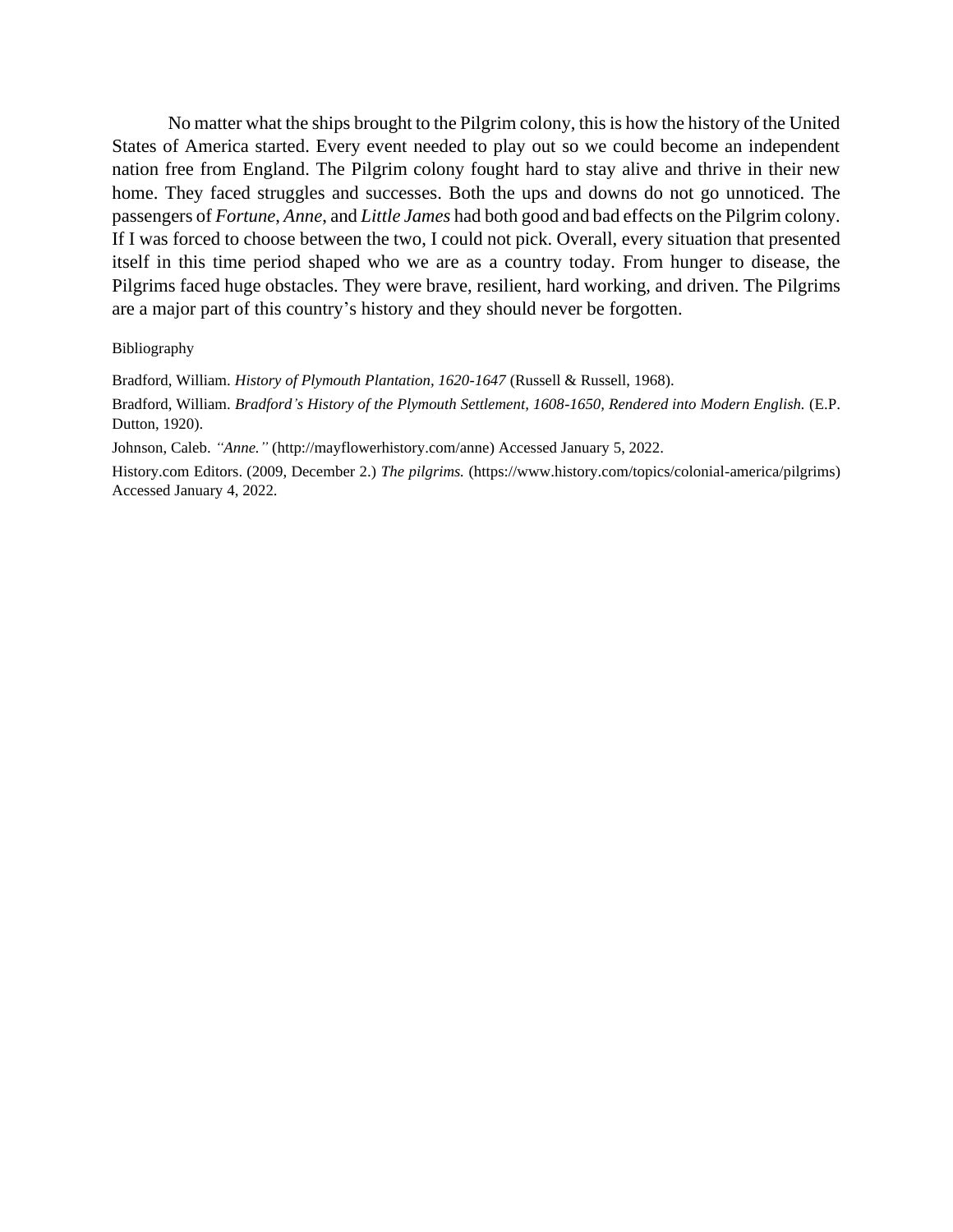No matter what the ships brought to the Pilgrim colony, this is how the history of the United States of America started. Every event needed to play out so we could become an independent nation free from England. The Pilgrim colony fought hard to stay alive and thrive in their new home. They faced struggles and successes. Both the ups and downs do not go unnoticed. The passengers of *Fortune*, *Anne*, and *Little James* had both good and bad effects on the Pilgrim colony. If I was forced to choose between the two, I could not pick. Overall, every situation that presented itself in this time period shaped who we are as a country today. From hunger to disease, the Pilgrims faced huge obstacles. They were brave, resilient, hard working, and driven. The Pilgrims are a major part of this country's history and they should never be forgotten.

Bibliography

Bradford, William. *History of Plymouth Plantation, 1620-1647* (Russell & Russell, 1968).

Bradford, William. *Bradford's History of the Plymouth Settlement, 1608-1650, Rendered into Modern English.* (E.P. Dutton, 1920).

Johnson, Caleb. *"Anne."* (http://mayflowerhistory.com/anne) Accessed January 5, 2022.

History.com Editors. (2009, December 2.) *The pilgrims.* (https://www.history.com/topics/colonial-america/pilgrims) Accessed January 4, 2022.